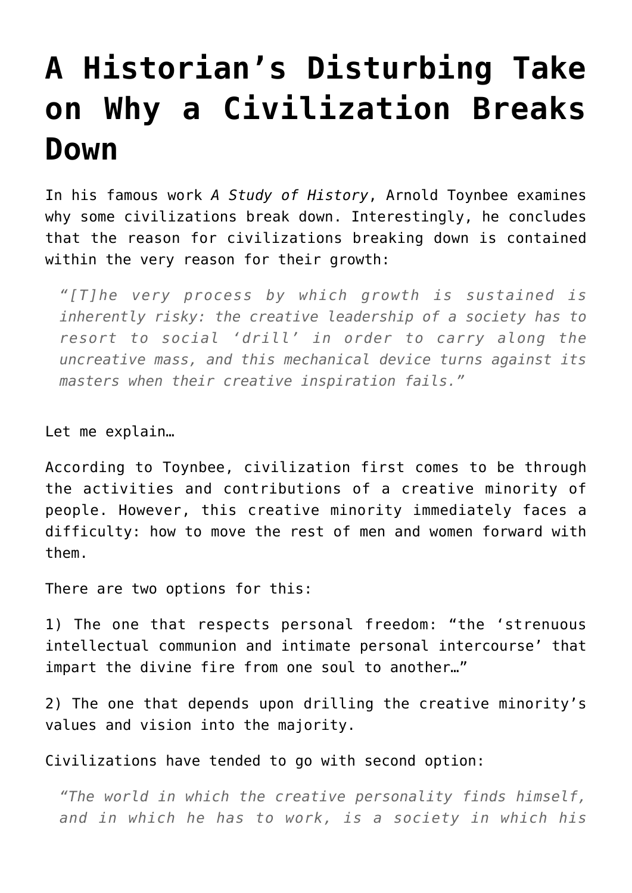# A Historian's Disturbing Take on Why a Civilization Breaks Down

In his famous work *A Study of History*, Arnold Toynbee examines why some civilizations break down. Interestingly, he concludes that the reason for civilizations breaking down is contained within the very reason for their growth:

> *"[T]he very process by which growth is sustained is inherently risky: the creative leadership of a society has to resort to social 'drill' in order to carry along the uncreative mass, and this mechanical device turns against its masters when their creative inspiration fails."*

Let me explain…

According to Toynbee, civilization first comes to be through the activities and contributions of a creative minority of people. However, this creative minority immediately faces a difficulty: how to move the rest of men and women forward with them.

There are two options for this:

1) The one that respects personal freedom: "the 'strenuous intellectual communion and intimate personal intercourse' that impart the divine fire from one soul to another…"

2) The one that depends upon drilling the creative minority's values and vision into the majority.

Civilizations have tended to go with second option:

> *"The world in which the creative personality finds himself, and in which he has to work, is a society in which his*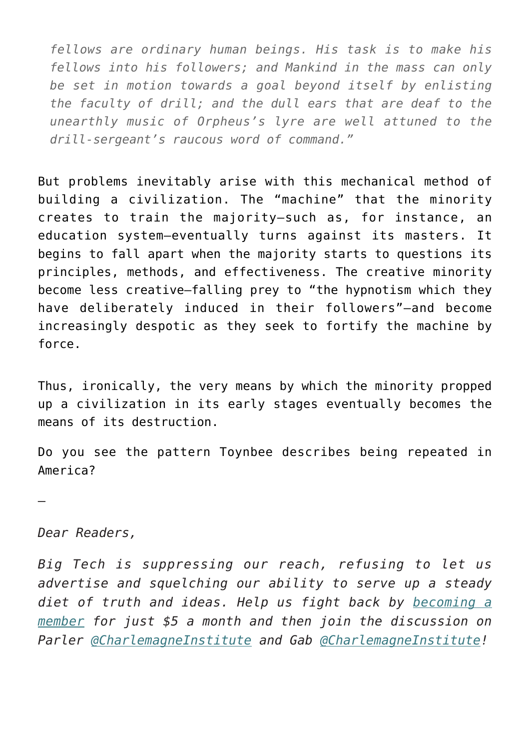> *fellows are ordinary human beings. His task is to make his fellows into his followers; and Mankind in the mass can only be set in motion towards a goal beyond itself by enlisting the faculty of drill; and the dull ears that are deaf to the unearthly music of Orpheus's lyre are well attuned to the drill-sergeant's raucous word of command."*

But problems inevitably arise with this mechanical method of building a civilization. The "machine" that the minority creates to train the majority—such as, for instance, an education system—eventually turns against its masters. It begins to fall apart when the majority starts to questions its principles, methods, and effectiveness. The creative minority become less creative—falling prey to "the hypnotism which they have deliberately induced in their followers"—and become increasingly despotic as they seek to fortify the machine by force.

Thus, ironically, the very means by which the minority propped up a civilization in its early stages eventually becomes the means of its destruction.

Do you see the pattern Toynbee describes being repeated in America?

—

*Dear Readers,*

*Big Tech is suppressing our reach, refusing to let us advertise and squelching our ability to serve up a steady diet of truth and ideas. Help us fight back by [becoming a member] for just $5 a month and then join the discussion on Parler [@CharlemagneInstitute] and Gab [@CharlemagneInstitute]!*